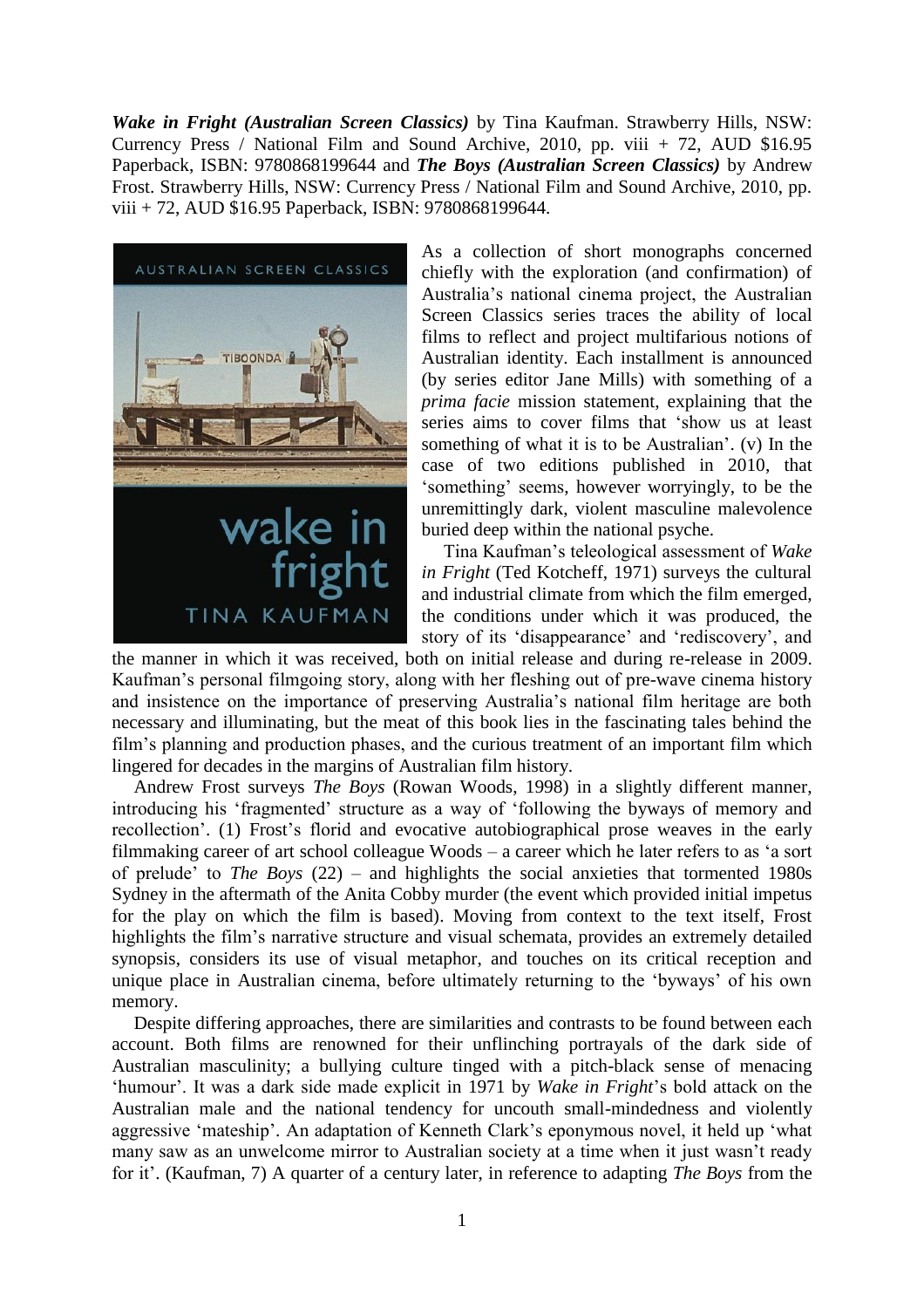***Wake in Fright (Australian Screen Classics)*** by Tina Kaufman. Strawberry Hills, NSW: Currency Press / National Film and Sound Archive, 2010, pp. viii + 72, AUD $16.95 Paperback, ISBN: 9780868199644 and ***The Boys (Australian Screen Classics)*** by Andrew Frost. Strawberry Hills, NSW: Currency Press / National Film and Sound Archive, 2010, pp. viii + 72, AUD $16.95 Paperback, ISBN: 9780868199644.

As a collection of short monographs concerned chiefly with the exploration (and confirmation) of Australia's national cinema project, the Australian Screen Classics series traces the ability of local films to reflect and project multifarious notions of Australian identity. Each installment is announced (by series editor Jane Mills) with something of a *prima facie* mission statement, explaining that the series aims to cover films that 'show us at least something of what it is to be Australian'. (v) In the case of two editions published in 2010, that 'something' seems, however worryingly, to be the unremittingly dark, violent masculine malevolence buried deep within the national psyche.

Tina Kaufman's teleological assessment of *Wake in Fright* (Ted Kotcheff, 1971) surveys the cultural and industrial climate from which the film emerged, the conditions under which it was produced, the story of its 'disappearance' and 'rediscovery', and the manner in which it was received, both on initial release and during re-release in 2009. Kaufman's personal filmgoing story, along with her fleshing out of pre-wave cinema history and insistence on the importance of preserving Australia's national film heritage are both necessary and illuminating, but the meat of this book lies in the fascinating tales behind the film's planning and production phases, and the curious treatment of an important film which lingered for decades in the margins of Australian film history.

Andrew Frost surveys *The Boys* (Rowan Woods, 1998) in a slightly different manner, introducing his 'fragmented' structure as a way of 'following the byways of memory and recollection'. (1) Frost's florid and evocative autobiographical prose weaves in the early filmmaking career of art school colleague Woods – a career which he later refers to as 'a sort of prelude' to *The Boys* (22) – and highlights the social anxieties that tormented 1980s Sydney in the aftermath of the Anita Cobby murder (the event which provided initial impetus for the play on which the film is based). Moving from context to the text itself, Frost highlights the film's narrative structure and visual schemata, provides an extremely detailed synopsis, considers its use of visual metaphor, and touches on its critical reception and unique place in Australian cinema, before ultimately returning to the 'byways' of his own memory.

Despite differing approaches, there are similarities and contrasts to be found between each account. Both films are renowned for their unflinching portrayals of the dark side of Australian masculinity; a bullying culture tinged with a pitch-black sense of menacing 'humour'. It was a dark side made explicit in 1971 by *Wake in Fright*'s bold attack on the Australian male and the national tendency for uncouth small-mindedness and violently aggressive 'mateship'. An adaptation of Kenneth Clark's eponymous novel, it held up 'what many saw as an unwelcome mirror to Australian society at a time when it just wasn't ready for it'. (Kaufman, 7) A quarter of a century later, in reference to adapting *The Boys* from the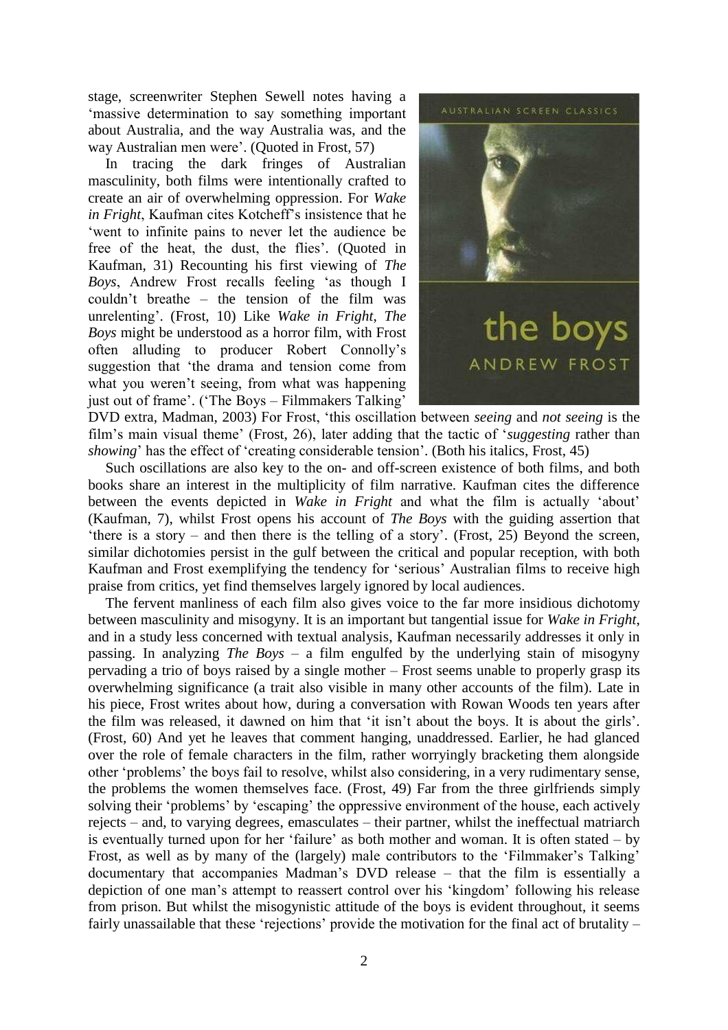stage, screenwriter Stephen Sewell notes having a 'massive determination to say something important about Australia, and the way Australia was, and the way Australian men were'. (Quoted in Frost, 57)

In tracing the dark fringes of Australian masculinity, both films were intentionally crafted to create an air of overwhelming oppression. For *Wake in Fright*, Kaufman cites Kotcheff's insistence that he 'went to infinite pains to never let the audience be free of the heat, the dust, the flies'. (Quoted in Kaufman, 31) Recounting his first viewing of *The Boys*, Andrew Frost recalls feeling 'as though I couldn't breathe – the tension of the film was unrelenting'. (Frost, 10) Like *Wake in Fright*, *The Boys* might be understood as a horror film, with Frost often alluding to producer Robert Connolly's suggestion that 'the drama and tension come from what you weren't seeing, from what was happening just out of frame'. ('The Boys – Filmmakers Talking' DVD extra, Madman, 2003) For Frost, 'this oscillation between *seeing* and *not seeing* is the film's main visual theme' (Frost, 26), later adding that the tactic of '*suggesting* rather than *showing*' has the effect of 'creating considerable tension'. (Both his italics, Frost, 45)

Such oscillations are also key to the on- and off-screen existence of both films, and both books share an interest in the multiplicity of film narrative. Kaufman cites the difference between the events depicted in *Wake in Fright* and what the film is actually 'about' (Kaufman, 7), whilst Frost opens his account of *The Boys* with the guiding assertion that 'there is a story – and then there is the telling of a story'. (Frost, 25) Beyond the screen, similar dichotomies persist in the gulf between the critical and popular reception, with both Kaufman and Frost exemplifying the tendency for 'serious' Australian films to receive high praise from critics, yet find themselves largely ignored by local audiences.

The fervent manliness of each film also gives voice to the far more insidious dichotomy between masculinity and misogyny. It is an important but tangential issue for *Wake in Fright*, and in a study less concerned with textual analysis, Kaufman necessarily addresses it only in passing. In analyzing *The Boys* – a film engulfed by the underlying stain of misogyny pervading a trio of boys raised by a single mother – Frost seems unable to properly grasp its overwhelming significance (a trait also visible in many other accounts of the film). Late in his piece, Frost writes about how, during a conversation with Rowan Woods ten years after the film was released, it dawned on him that 'it isn't about the boys. It is about the girls'. (Frost, 60) And yet he leaves that comment hanging, unaddressed. Earlier, he had glanced over the role of female characters in the film, rather worryingly bracketing them alongside other 'problems' the boys fail to resolve, whilst also considering, in a very rudimentary sense, the problems the women themselves face. (Frost, 49) Far from the three girlfriends simply solving their 'problems' by 'escaping' the oppressive environment of the house, each actively rejects – and, to varying degrees, emasculates – their partner, whilst the ineffectual matriarch is eventually turned upon for her 'failure' as both mother and woman. It is often stated – by Frost, as well as by many of the (largely) male contributors to the 'Filmmaker's Talking' documentary that accompanies Madman's DVD release – that the film is essentially a depiction of one man's attempt to reassert control over his 'kingdom' following his release from prison. But whilst the misogynistic attitude of the boys is evident throughout, it seems fairly unassailable that these 'rejections' provide the motivation for the final act of brutality –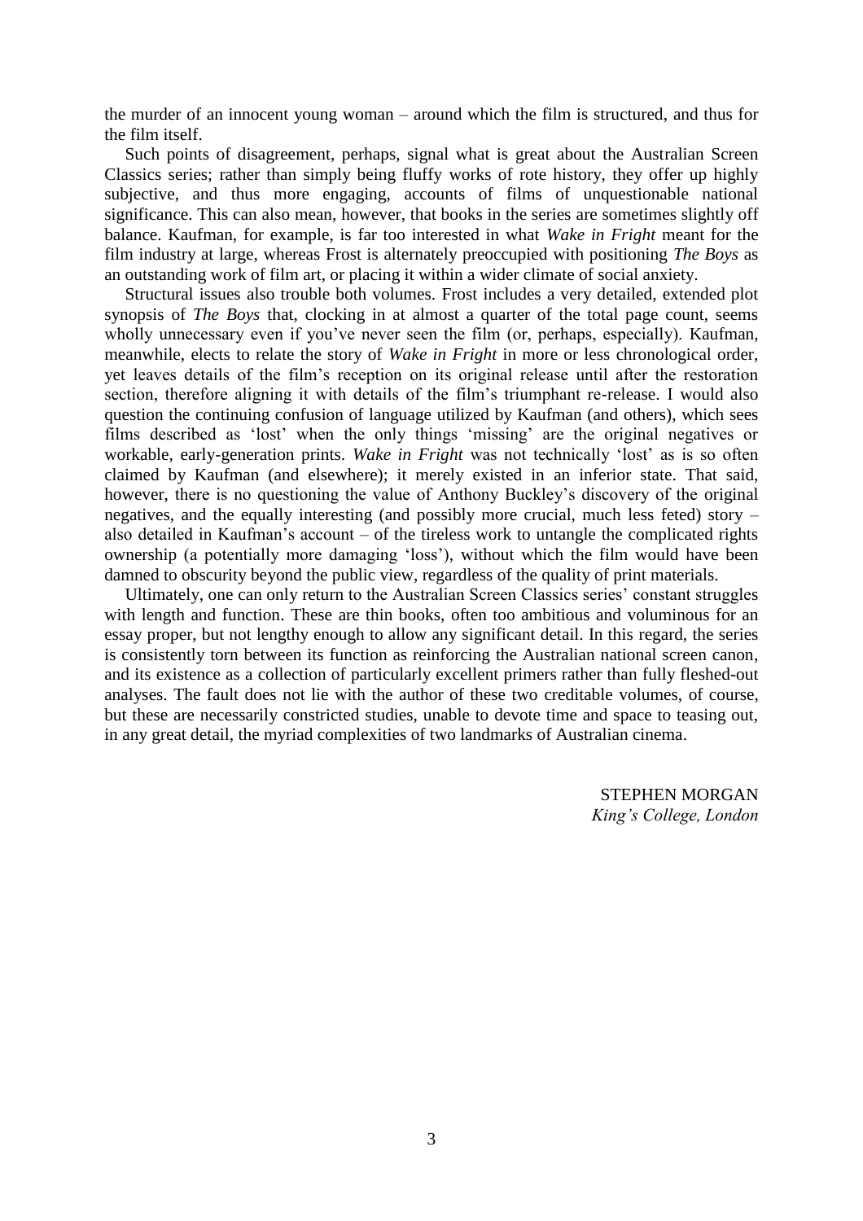the murder of an innocent young woman – around which the film is structured, and thus for the film itself.

Such points of disagreement, perhaps, signal what is great about the Australian Screen Classics series; rather than simply being fluffy works of rote history, they offer up highly subjective, and thus more engaging, accounts of films of unquestionable national significance. This can also mean, however, that books in the series are sometimes slightly off balance. Kaufman, for example, is far too interested in what *Wake in Fright* meant for the film industry at large, whereas Frost is alternately preoccupied with positioning *The Boys* as an outstanding work of film art, or placing it within a wider climate of social anxiety.

Structural issues also trouble both volumes. Frost includes a very detailed, extended plot synopsis of *The Boys* that, clocking in at almost a quarter of the total page count, seems wholly unnecessary even if you've never seen the film (or, perhaps, especially). Kaufman, meanwhile, elects to relate the story of *Wake in Fright* in more or less chronological order, yet leaves details of the film's reception on its original release until after the restoration section, therefore aligning it with details of the film's triumphant re-release. I would also question the continuing confusion of language utilized by Kaufman (and others), which sees films described as 'lost' when the only things 'missing' are the original negatives or workable, early-generation prints. *Wake in Fright* was not technically 'lost' as is so often claimed by Kaufman (and elsewhere); it merely existed in an inferior state. That said, however, there is no questioning the value of Anthony Buckley's discovery of the original negatives, and the equally interesting (and possibly more crucial, much less feted) story – also detailed in Kaufman's account – of the tireless work to untangle the complicated rights ownership (a potentially more damaging 'loss'), without which the film would have been damned to obscurity beyond the public view, regardless of the quality of print materials.

Ultimately, one can only return to the Australian Screen Classics series' constant struggles with length and function. These are thin books, often too ambitious and voluminous for an essay proper, but not lengthy enough to allow any significant detail. In this regard, the series is consistently torn between its function as reinforcing the Australian national screen canon, and its existence as a collection of particularly excellent primers rather than fully fleshed-out analyses. The fault does not lie with the author of these two creditable volumes, of course, but these are necessarily constricted studies, unable to devote time and space to teasing out, in any great detail, the myriad complexities of two landmarks of Australian cinema.

STEPHEN MORGAN  
*King's College, London*